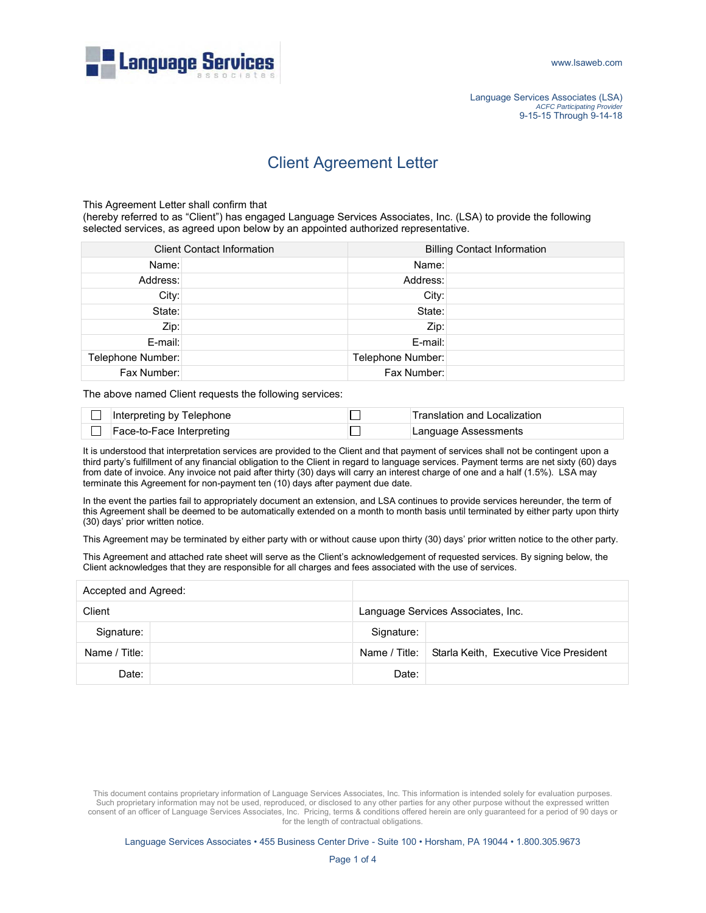Language Services associates

www.lsaweb.com

Language Services Associates (LSA)
*ACFC Participating Provider*
9-15-15 Through 9-14-18

# Client Agreement Letter

This Agreement Letter shall confirm that
(hereby referred to as "Client") has engaged Language Services Associates, Inc. (LSA) to provide the following selected services, as agreed upon below by an appointed authorized representative.

| Client Contact Information | | Billing Contact Information | |
|---|---|---|---|
| Name: | | Name: | |
| Address: | | Address: | |
| City: | | City: | |
| State: | | State: | |
| Zip: | | Zip: | |
| E-mail: | | E-mail: | |
| Telephone Number: | | Telephone Number: | |
| Fax Number: | | Fax Number: | |

The above named Client requests the following services:

| | | | |
|---|---|---|---|
| ☐ | Interpreting by Telephone | ☐ | Translation and Localization |
| ☐ | Face-to-Face Interpreting | ☐ | Language Assessments |

It is understood that interpretation services are provided to the Client and that payment of services shall not be contingent upon a third party's fulfillment of any financial obligation to the Client in regard to language services. Payment terms are net sixty (60) days from date of invoice. Any invoice not paid after thirty (30) days will carry an interest charge of one and a half (1.5%). LSA may terminate this Agreement for non-payment ten (10) days after payment due date.

In the event the parties fail to appropriately document an extension, and LSA continues to provide services hereunder, the term of this Agreement shall be deemed to be automatically extended on a month to month basis until terminated by either party upon thirty (30) days' prior written notice.

This Agreement may be terminated by either party with or without cause upon thirty (30) days' prior written notice to the other party.

This Agreement and attached rate sheet will serve as the Client's acknowledgement of requested services. By signing below, the Client acknowledges that they are responsible for all charges and fees associated with the use of services.

| Accepted and Agreed: | | | |
|---|---|---|---|
| Client | | Language Services Associates, Inc. | |
| Signature: | | Signature: | |
| Name / Title: | | Name / Title: | Starla Keith, Executive Vice President |
| Date: | | Date: | |

This document contains proprietary information of Language Services Associates, Inc. This information is intended solely for evaluation purposes. Such proprietary information may not be used, reproduced, or disclosed to any other parties for any other purpose without the expressed written consent of an officer of Language Services Associates, Inc. Pricing, terms & conditions offered herein are only guaranteed for a period of 90 days or for the length of contractual obligations.

Language Services Associates • 455 Business Center Drive - Suite 100 • Horsham, PA 19044 • 1.800.305.9673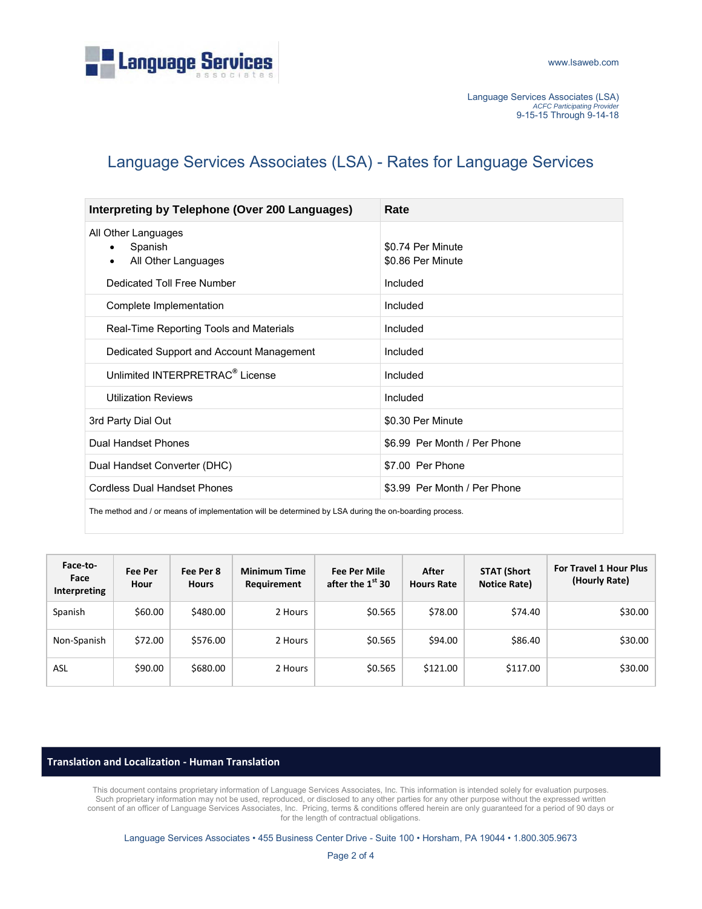Language Services Associates (LSA)
*ACFC Participating Provider*
9-15-15 Through 9-14-18

# Language Services Associates (LSA) - Rates for Language Services

| Interpreting by Telephone (Over 200 Languages) | Rate |
|---|---|
| All Other Languages<br>• Spanish<br>• All Other Languages | <br>$0.74 Per Minute<br>$0.86 Per Minute |
| Dedicated Toll Free Number | Included |
| Complete Implementation | Included |
| Real-Time Reporting Tools and Materials | Included |
| Dedicated Support and Account Management | Included |
| Unlimited INTERPRETRAC® License | Included |
| Utilization Reviews | Included |
| 3rd Party Dial Out | $0.30 Per Minute |
| Dual Handset Phones | $6.99 Per Month / Per Phone |
| Dual Handset Converter (DHC) | $7.00 Per Phone |
| Cordless Dual Handset Phones | $3.99 Per Month / Per Phone |
| The method and / or means of implementation will be determined by LSA during the on-boarding process. | |

| Face-to-Face Interpreting | Fee Per Hour | Fee Per 8 Hours | Minimum Time Requirement | Fee Per Mile after the 1st 30 | After Hours Rate | STAT (Short Notice Rate) | For Travel 1 Hour Plus (Hourly Rate) |
|---|---|---|---|---|---|---|---|
| Spanish | $60.00 | $480.00 | 2 Hours | $0.565 | $78.00 | $74.40 | $30.00 |
| Non-Spanish | $72.00 | $576.00 | 2 Hours | $0.565 | $94.00 | $86.40 | $30.00 |
| ASL | $90.00 | $680.00 | 2 Hours | $0.565 | $121.00 | $117.00 | $30.00 |

## Translation and Localization - Human Translation

This document contains proprietary information of Language Services Associates, Inc. This information is intended solely for evaluation purposes. Such proprietary information may not be used, reproduced, or disclosed to any other parties for any other purpose without the expressed written consent of an officer of Language Services Associates, Inc. Pricing, terms & conditions offered herein are only guaranteed for a period of 90 days or for the length of contractual obligations.

Language Services Associates • 455 Business Center Drive - Suite 100 • Horsham, PA 19044 • 1.800.305.9673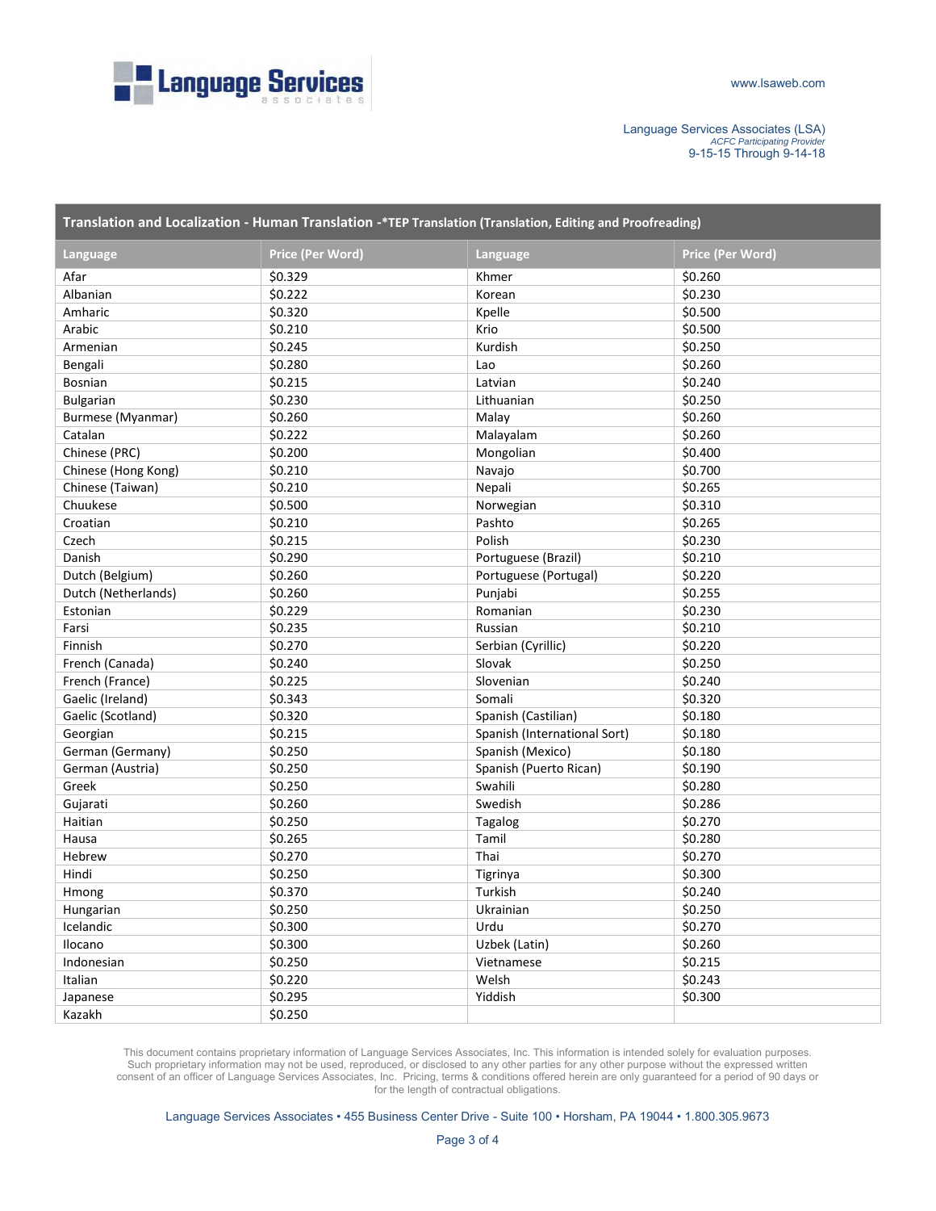Language Services associates

www.lsaweb.com

Language Services Associates (LSA)
*ACFC Participating Provider*
9-15-15 Through 9-14-18

| **Translation and Localization - Human Translation -*TEP Translation (Translation, Editing and Proofreading)** | | | |
|---|---|---|---|
| **Language** | **Price (Per Word)** | **Language** | **Price (Per Word)** |
| Afar | $0.329 | Khmer | $0.260 |
| Albanian | $0.222 | Korean | $0.230 |
| Amharic | $0.320 | Kpelle | $0.500 |
| Arabic | $0.210 | Krio | $0.500 |
| Armenian | $0.245 | Kurdish | $0.250 |
| Bengali | $0.280 | Lao | $0.260 |
| Bosnian | $0.215 | Latvian | $0.240 |
| Bulgarian | $0.230 | Lithuanian | $0.250 |
| Burmese (Myanmar) | $0.260 | Malay | $0.260 |
| Catalan | $0.222 | Malayalam | $0.260 |
| Chinese (PRC) | $0.200 | Mongolian | $0.400 |
| Chinese (Hong Kong) | $0.210 | Navajo | $0.700 |
| Chinese (Taiwan) | $0.210 | Nepali | $0.265 |
| Chuukese | $0.500 | Norwegian | $0.310 |
| Croatian | $0.210 | Pashto | $0.265 |
| Czech | $0.215 | Polish | $0.230 |
| Danish | $0.290 | Portuguese (Brazil) | $0.210 |
| Dutch (Belgium) | $0.260 | Portuguese (Portugal) | $0.220 |
| Dutch (Netherlands) | $0.260 | Punjabi | $0.255 |
| Estonian | $0.229 | Romanian | $0.230 |
| Farsi | $0.235 | Russian | $0.210 |
| Finnish | $0.270 | Serbian (Cyrillic) | $0.220 |
| French (Canada) | $0.240 | Slovak | $0.250 |
| French (France) | $0.225 | Slovenian | $0.240 |
| Gaelic (Ireland) | $0.343 | Somali | $0.320 |
| Gaelic (Scotland) | $0.320 | Spanish (Castilian) | $0.180 |
| Georgian | $0.215 | Spanish (International Sort) | $0.180 |
| German (Germany) | $0.250 | Spanish (Mexico) | $0.180 |
| German (Austria) | $0.250 | Spanish (Puerto Rican) | $0.190 |
| Greek | $0.250 | Swahili | $0.280 |
| Gujarati | $0.260 | Swedish | $0.286 |
| Haitian | $0.250 | Tagalog | $0.270 |
| Hausa | $0.265 | Tamil | $0.280 |
| Hebrew | $0.270 | Thai | $0.270 |
| Hindi | $0.250 | Tigrinya | $0.300 |
| Hmong | $0.370 | Turkish | $0.240 |
| Hungarian | $0.250 | Ukrainian | $0.250 |
| Icelandic | $0.300 | Urdu | $0.270 |
| Ilocano | $0.300 | Uzbek (Latin) | $0.260 |
| Indonesian | $0.250 | Vietnamese | $0.215 |
| Italian | $0.220 | Welsh | $0.243 |
| Japanese | $0.295 | Yiddish | $0.300 |
| Kazakh | $0.250 | | |

This document contains proprietary information of Language Services Associates, Inc. This information is intended solely for evaluation purposes. Such proprietary information may not be used, reproduced, or disclosed to any other parties for any other purpose without the expressed written consent of an officer of Language Services Associates, Inc. Pricing, terms & conditions offered herein are only guaranteed for a period of 90 days or for the length of contractual obligations.

Language Services Associates • 455 Business Center Drive - Suite 100 • Horsham, PA 19044 • 1.800.305.9673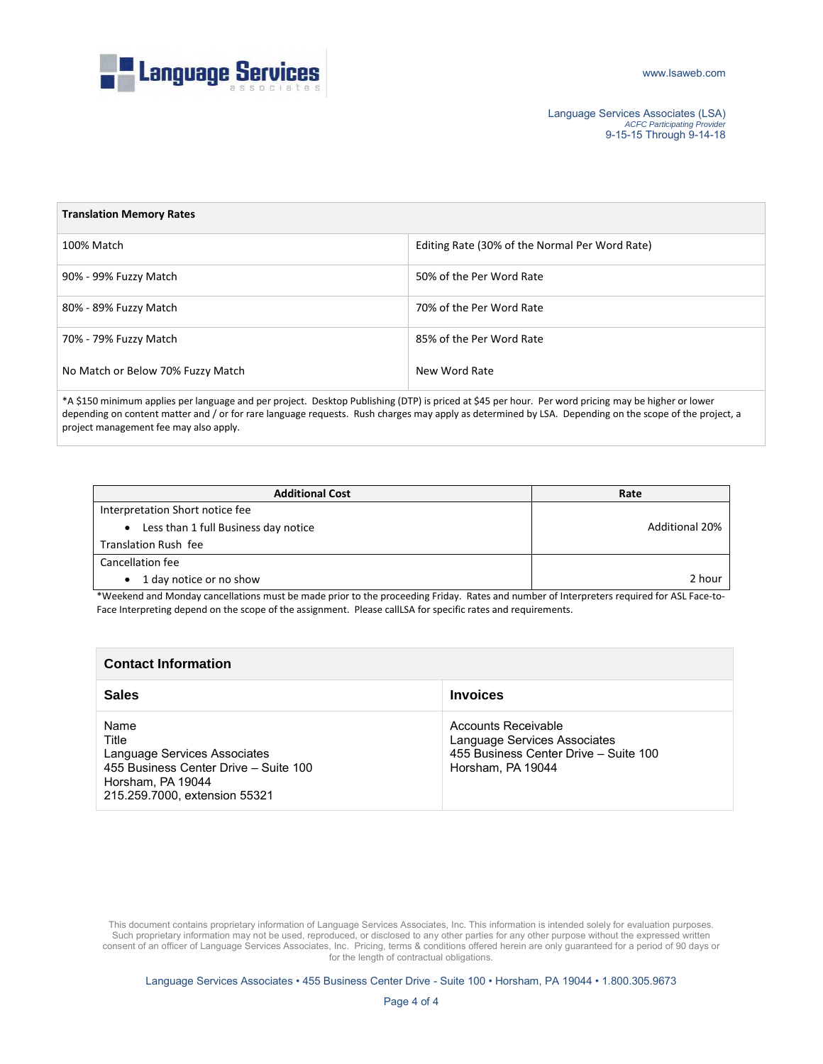Language Services Associates (LSA)
*ACFC Participating Provider*
9-15-15 Through 9-14-18

| Translation Memory Rates | |
|---|---|
| 100% Match | Editing Rate (30% of the Normal Per Word Rate) |
| 90% - 99% Fuzzy Match | 50% of the Per Word Rate |
| 80% - 89% Fuzzy Match | 70% of the Per Word Rate |
| 70% - 79% Fuzzy Match | 85% of the Per Word Rate |
| No Match or Below 70% Fuzzy Match | New Word Rate |

*A $150 minimum applies per language and per project. Desktop Publishing (DTP) is priced at $45 per hour. Per word pricing may be higher or lower depending on content matter and / or for rare language requests. Rush charges may apply as determined by LSA. Depending on the scope of the project, a project management fee may also apply.

| Additional Cost | Rate |
|---|---|
| Interpretation Short notice fee<br>• Less than 1 full Business day notice<br>Translation Rush fee | Additional 20% |
| Cancellation fee<br>• 1 day notice or no show | 2 hour |

*Weekend and Monday cancellations must be made prior to the proceeding Friday. Rates and number of Interpreters required for ASL Face-to-Face Interpreting depend on the scope of the assignment. Please callLSA for specific rates and requirements.

## Contact Information

| Sales | Invoices |
|---|---|
| Name<br>Title<br>Language Services Associates<br>455 Business Center Drive – Suite 100<br>Horsham, PA 19044<br>215.259.7000, extension 55321 | Accounts Receivable<br>Language Services Associates<br>455 Business Center Drive – Suite 100<br>Horsham, PA 19044 |

This document contains proprietary information of Language Services Associates, Inc. This information is intended solely for evaluation purposes. Such proprietary information may not be used, reproduced, or disclosed to any other parties for any other purpose without the expressed written consent of an officer of Language Services Associates, Inc. Pricing, terms & conditions offered herein are only guaranteed for a period of 90 days or for the length of contractual obligations.

Language Services Associates • 455 Business Center Drive - Suite 100 • Horsham, PA 19044 • 1.800.305.9673